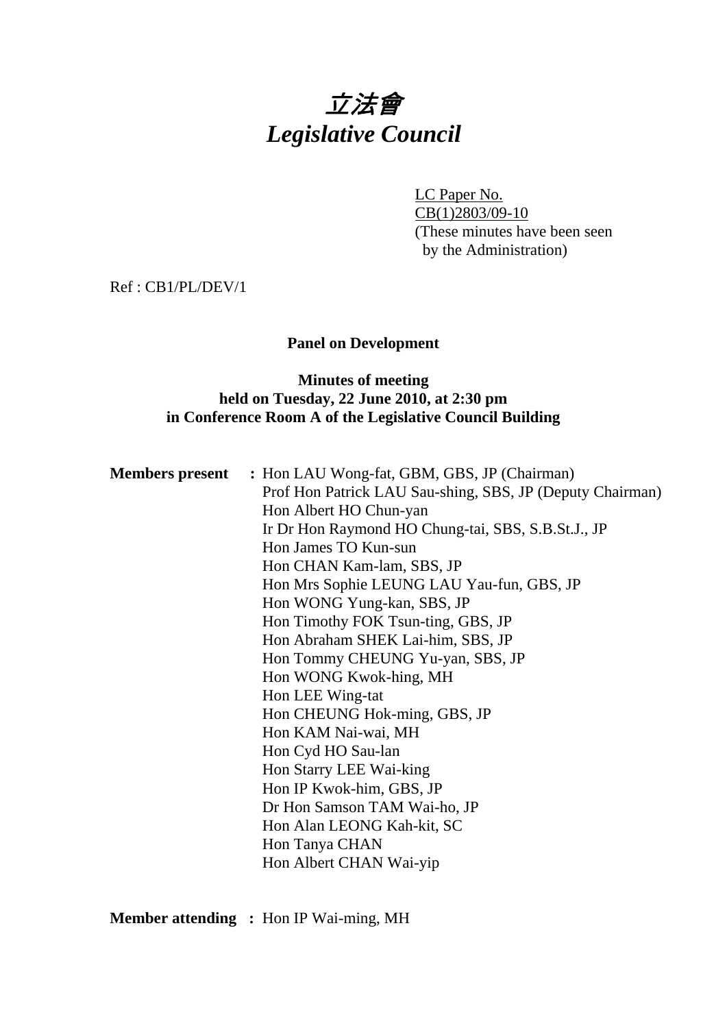# *立法會*
# *Legislative Council*

LC Paper No. CB(1)2803/09-10
(These minutes have been seen by the Administration)

Ref : CB1/PL/DEV/1

**Panel on Development**

**Minutes of meeting held on Tuesday, 22 June 2010, at 2:30 pm in Conference Room A of the Legislative Council Building**

**Members present :** Hon LAU Wong-fat, GBM, GBS, JP (Chairman)
Prof Hon Patrick LAU Sau-shing, SBS, JP (Deputy Chairman)
Hon Albert HO Chun-yan
Ir Dr Hon Raymond HO Chung-tai, SBS, S.B.St.J., JP
Hon James TO Kun-sun
Hon CHAN Kam-lam, SBS, JP
Hon Mrs Sophie LEUNG LAU Yau-fun, GBS, JP
Hon WONG Yung-kan, SBS, JP
Hon Timothy FOK Tsun-ting, GBS, JP
Hon Abraham SHEK Lai-him, SBS, JP
Hon Tommy CHEUNG Yu-yan, SBS, JP
Hon WONG Kwok-hing, MH
Hon LEE Wing-tat
Hon CHEUNG Hok-ming, GBS, JP
Hon KAM Nai-wai, MH
Hon Cyd HO Sau-lan
Hon Starry LEE Wai-king
Hon IP Kwok-him, GBS, JP
Dr Hon Samson TAM Wai-ho, JP
Hon Alan LEONG Kah-kit, SC
Hon Tanya CHAN
Hon Albert CHAN Wai-yip

**Member attending :** Hon IP Wai-ming, MH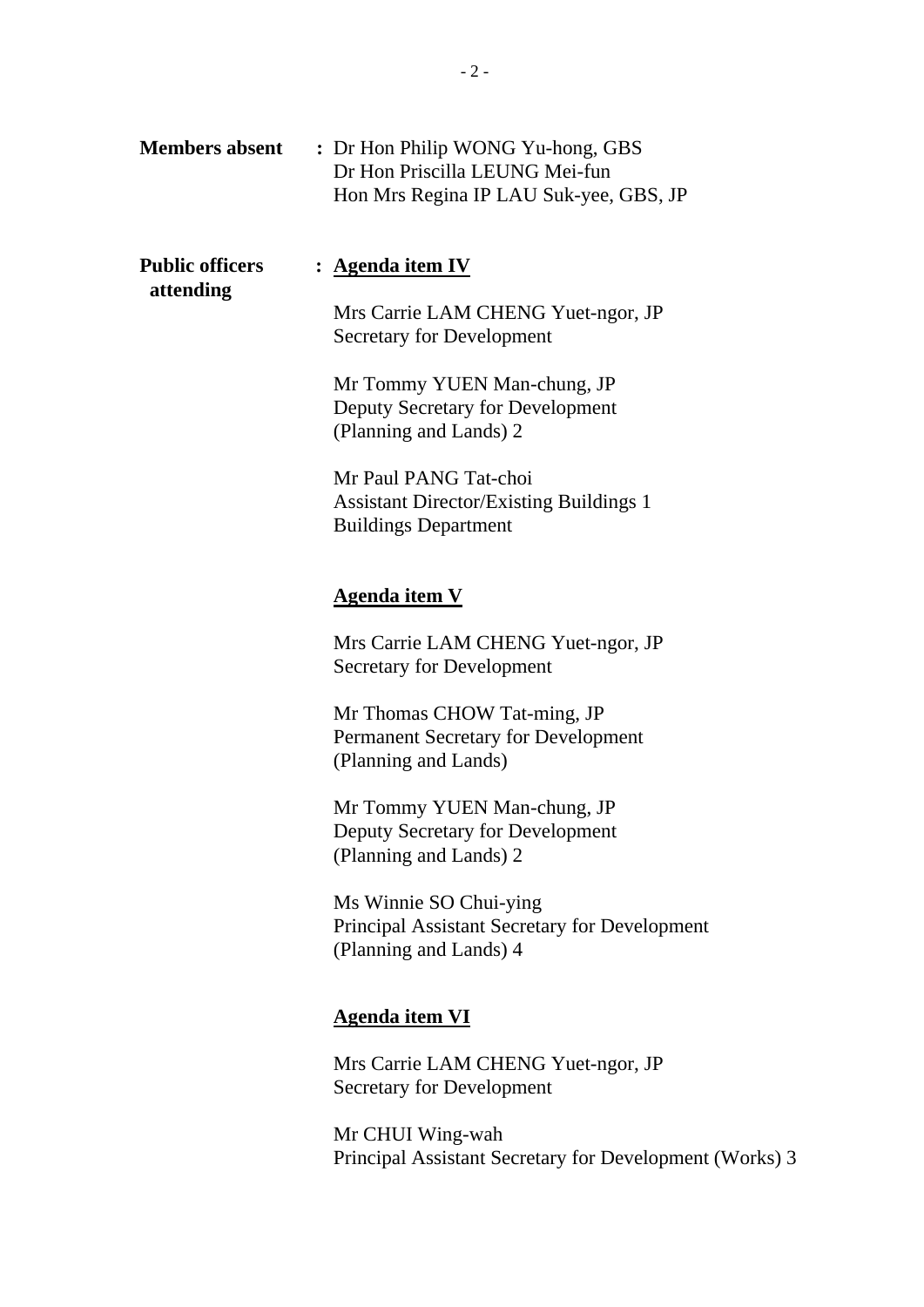**Members absent** : Dr Hon Philip WONG Yu-hong, GBS
Dr Hon Priscilla LEUNG Mei-fun
Hon Mrs Regina IP LAU Suk-yee, GBS, JP

**Public officers attending** : **Agenda item IV**

Mrs Carrie LAM CHENG Yuet-ngor, JP
Secretary for Development

Mr Tommy YUEN Man-chung, JP
Deputy Secretary for Development
(Planning and Lands) 2

Mr Paul PANG Tat-choi
Assistant Director/Existing Buildings 1
Buildings Department

**Agenda item V**

Mrs Carrie LAM CHENG Yuet-ngor, JP
Secretary for Development

Mr Thomas CHOW Tat-ming, JP
Permanent Secretary for Development
(Planning and Lands)

Mr Tommy YUEN Man-chung, JP
Deputy Secretary for Development
(Planning and Lands) 2

Ms Winnie SO Chui-ying
Principal Assistant Secretary for Development
(Planning and Lands) 4

**Agenda item VI**

Mrs Carrie LAM CHENG Yuet-ngor, JP
Secretary for Development

Mr CHUI Wing-wah
Principal Assistant Secretary for Development (Works) 3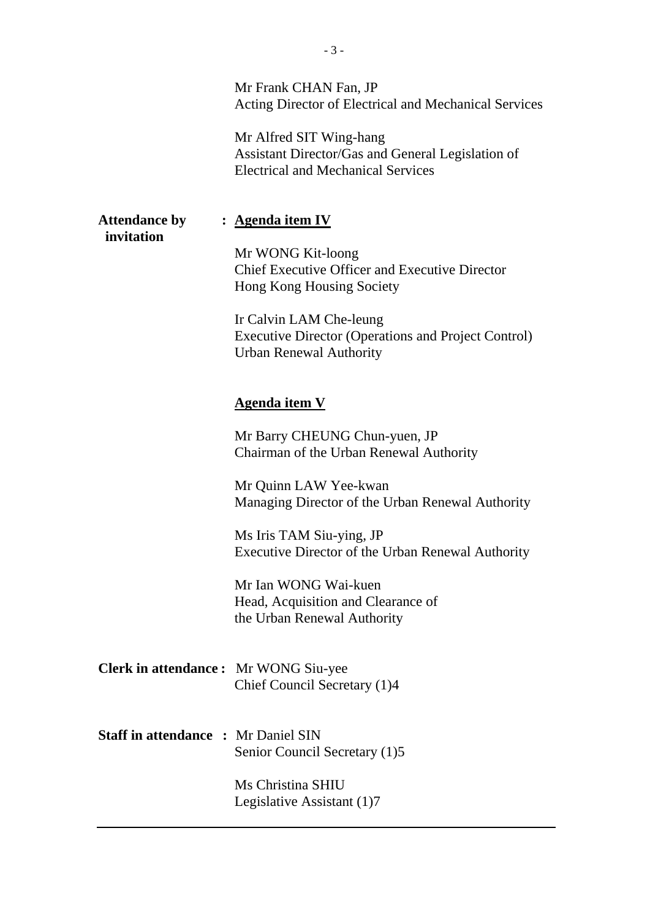Mr Frank CHAN Fan, JP
Acting Director of Electrical and Mechanical Services

Mr Alfred SIT Wing-hang
Assistant Director/Gas and General Legislation of Electrical and Mechanical Services

**Attendance by invitation** : **Agenda item IV**

Mr WONG Kit-loong
Chief Executive Officer and Executive Director
Hong Kong Housing Society

Ir Calvin LAM Che-leung
Executive Director (Operations and Project Control)
Urban Renewal Authority

**Agenda item V**

Mr Barry CHEUNG Chun-yuen, JP
Chairman of the Urban Renewal Authority

Mr Quinn LAW Yee-kwan
Managing Director of the Urban Renewal Authority

Ms Iris TAM Siu-ying, JP
Executive Director of the Urban Renewal Authority

Mr Ian WONG Wai-kuen
Head, Acquisition and Clearance of the Urban Renewal Authority

**Clerk in attendance :** Mr WONG Siu-yee
Chief Council Secretary (1)4

**Staff in attendance :** Mr Daniel SIN
Senior Council Secretary (1)5

Ms Christina SHIU
Legislative Assistant (1)7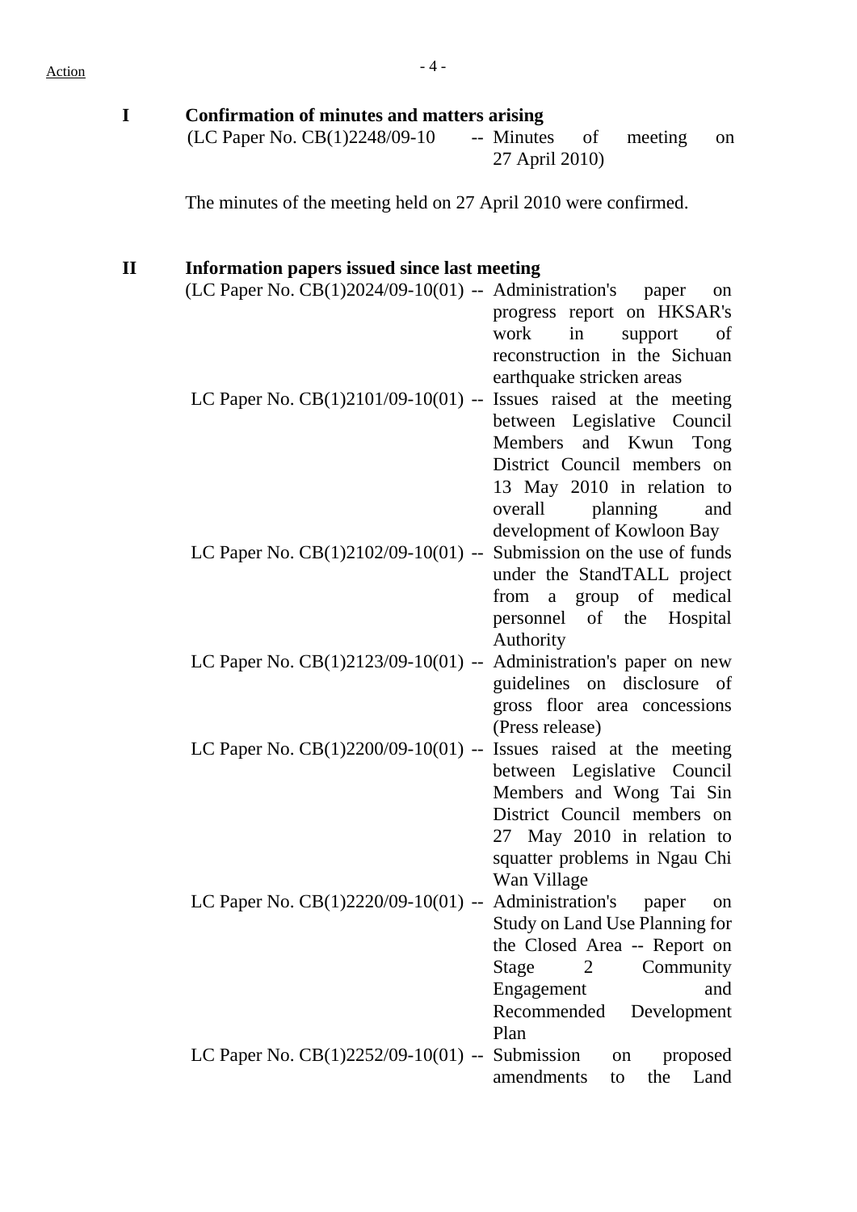Action

**I Confirmation of minutes and matters arising**

(LC Paper No. CB(1)2248/09-10 -- Minutes of meeting on 27 April 2010)

The minutes of the meeting held on 27 April 2010 were confirmed.

**II Information papers issued since last meeting**

(LC Paper No. CB(1)2024/09-10(01) -- Administration's paper on progress report on HKSAR's work in support of reconstruction in the Sichuan earthquake stricken areas

LC Paper No. CB(1)2101/09-10(01) -- Issues raised at the meeting between Legislative Council Members and Kwun Tong District Council members on 13 May 2010 in relation to overall planning and development of Kowloon Bay

LC Paper No. CB(1)2102/09-10(01) -- Submission on the use of funds under the StandTALL project from a group of medical personnel of the Hospital Authority

LC Paper No. CB(1)2123/09-10(01) -- Administration's paper on new guidelines on disclosure of gross floor area concessions (Press release)

LC Paper No. CB(1)2200/09-10(01) -- Issues raised at the meeting between Legislative Council Members and Wong Tai Sin District Council members on 27 May 2010 in relation to squatter problems in Ngau Chi Wan Village

LC Paper No. CB(1)2220/09-10(01) -- Administration's paper on Study on Land Use Planning for the Closed Area -- Report on Stage 2 Community Engagement and Recommended Development Plan

LC Paper No. CB(1)2252/09-10(01) -- Submission on proposed amendments to the Land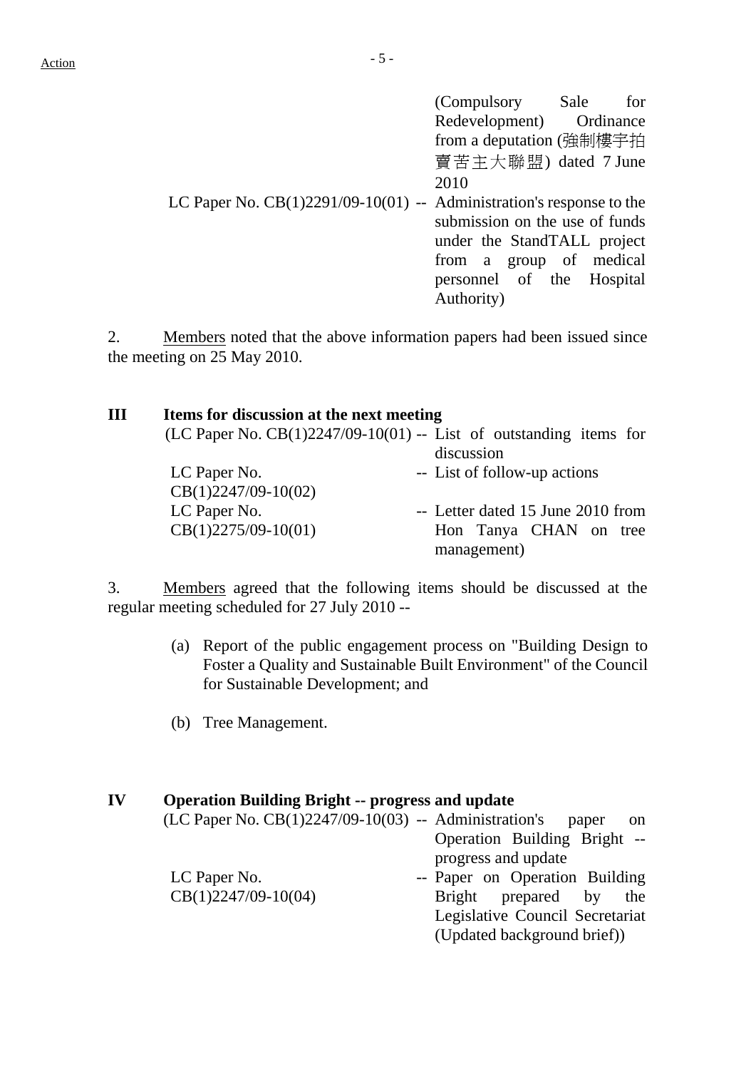Action

(Compulsory Sale for Redevelopment) Ordinance from a deputation (強制樓宇拍賣苦主大聯盟) dated 7 June 2010

LC Paper No. CB(1)2291/09-10(01) -- Administration's response to the submission on the use of funds under the StandTALL project from a group of medical personnel of the Hospital Authority)

2. Members noted that the above information papers had been issued since the meeting on 25 May 2010.

## III Items for discussion at the next meeting

(LC Paper No. CB(1)2247/09-10(01) -- List of outstanding items for discussion

LC Paper No. CB(1)2247/09-10(02) -- List of follow-up actions

LC Paper No. CB(1)2275/09-10(01) -- Letter dated 15 June 2010 from Hon Tanya CHAN on tree management)

3. Members agreed that the following items should be discussed at the regular meeting scheduled for 27 July 2010 --

(a) Report of the public engagement process on "Building Design to Foster a Quality and Sustainable Built Environment" of the Council for Sustainable Development; and

(b) Tree Management.

## IV Operation Building Bright -- progress and update

(LC Paper No. CB(1)2247/09-10(03) -- Administration's paper on Operation Building Bright -- progress and update

LC Paper No. CB(1)2247/09-10(04) -- Paper on Operation Building Bright prepared by the Legislative Council Secretariat (Updated background brief))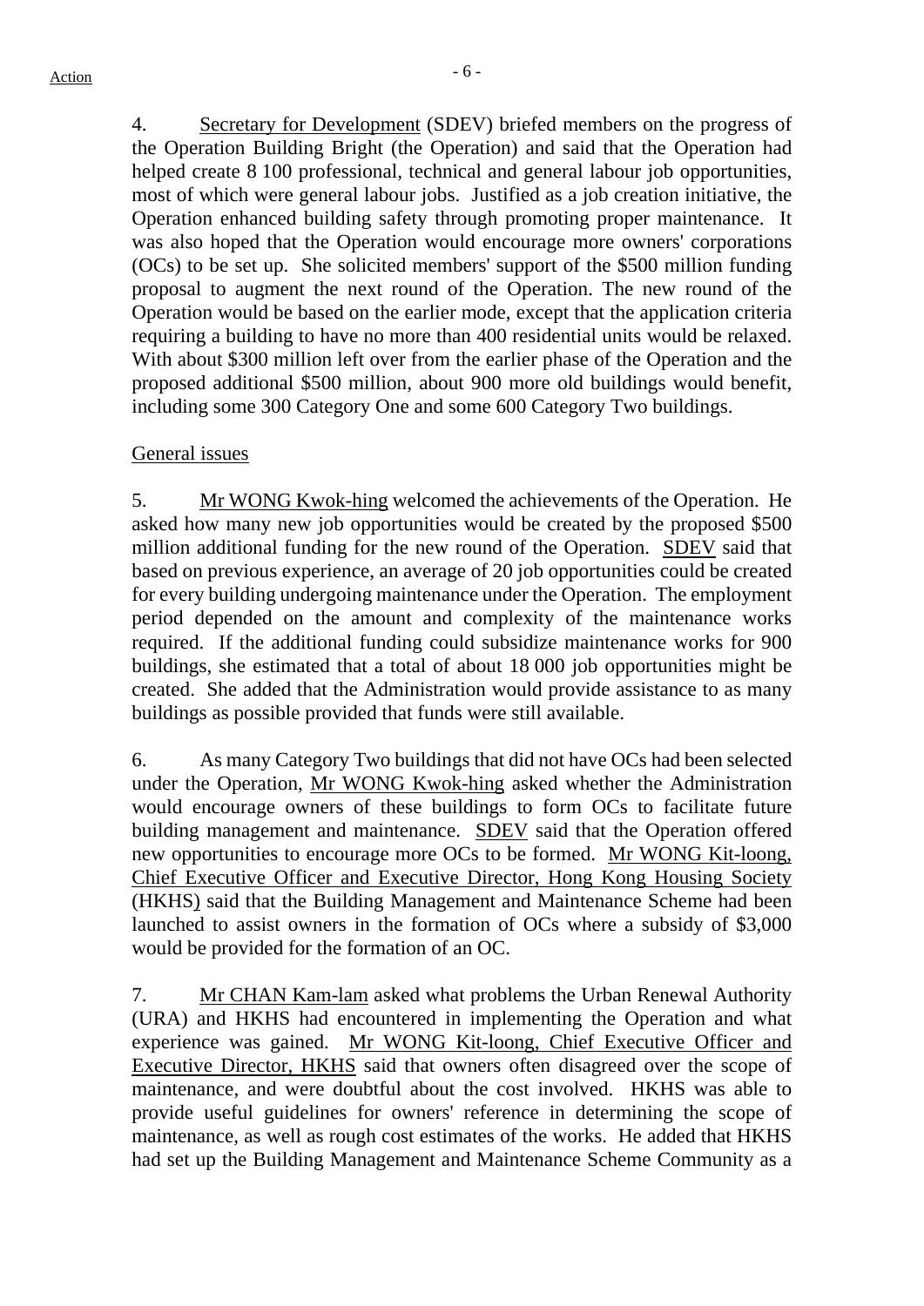4. Secretary for Development (SDEV) briefed members on the progress of the Operation Building Bright (the Operation) and said that the Operation had helped create 8 100 professional, technical and general labour job opportunities, most of which were general labour jobs. Justified as a job creation initiative, the Operation enhanced building safety through promoting proper maintenance. It was also hoped that the Operation would encourage more owners' corporations (OCs) to be set up. She solicited members' support of the $500 million funding proposal to augment the next round of the Operation. The new round of the Operation would be based on the earlier mode, except that the application criteria requiring a building to have no more than 400 residential units would be relaxed. With about $300 million left over from the earlier phase of the Operation and the proposed additional $500 million, about 900 more old buildings would benefit, including some 300 Category One and some 600 Category Two buildings.

General issues

5. Mr WONG Kwok-hing welcomed the achievements of the Operation. He asked how many new job opportunities would be created by the proposed $500 million additional funding for the new round of the Operation. SDEV said that based on previous experience, an average of 20 job opportunities could be created for every building undergoing maintenance under the Operation. The employment period depended on the amount and complexity of the maintenance works required. If the additional funding could subsidize maintenance works for 900 buildings, she estimated that a total of about 18 000 job opportunities might be created. She added that the Administration would provide assistance to as many buildings as possible provided that funds were still available.

6. As many Category Two buildings that did not have OCs had been selected under the Operation, Mr WONG Kwok-hing asked whether the Administration would encourage owners of these buildings to form OCs to facilitate future building management and maintenance. SDEV said that the Operation offered new opportunities to encourage more OCs to be formed. Mr WONG Kit-loong, Chief Executive Officer and Executive Director, Hong Kong Housing Society (HKHS) said that the Building Management and Maintenance Scheme had been launched to assist owners in the formation of OCs where a subsidy of $3,000 would be provided for the formation of an OC.

7. Mr CHAN Kam-lam asked what problems the Urban Renewal Authority (URA) and HKHS had encountered in implementing the Operation and what experience was gained. Mr WONG Kit-loong, Chief Executive Officer and Executive Director, HKHS said that owners often disagreed over the scope of maintenance, and were doubtful about the cost involved. HKHS was able to provide useful guidelines for owners' reference in determining the scope of maintenance, as well as rough cost estimates of the works. He added that HKHS had set up the Building Management and Maintenance Scheme Community as a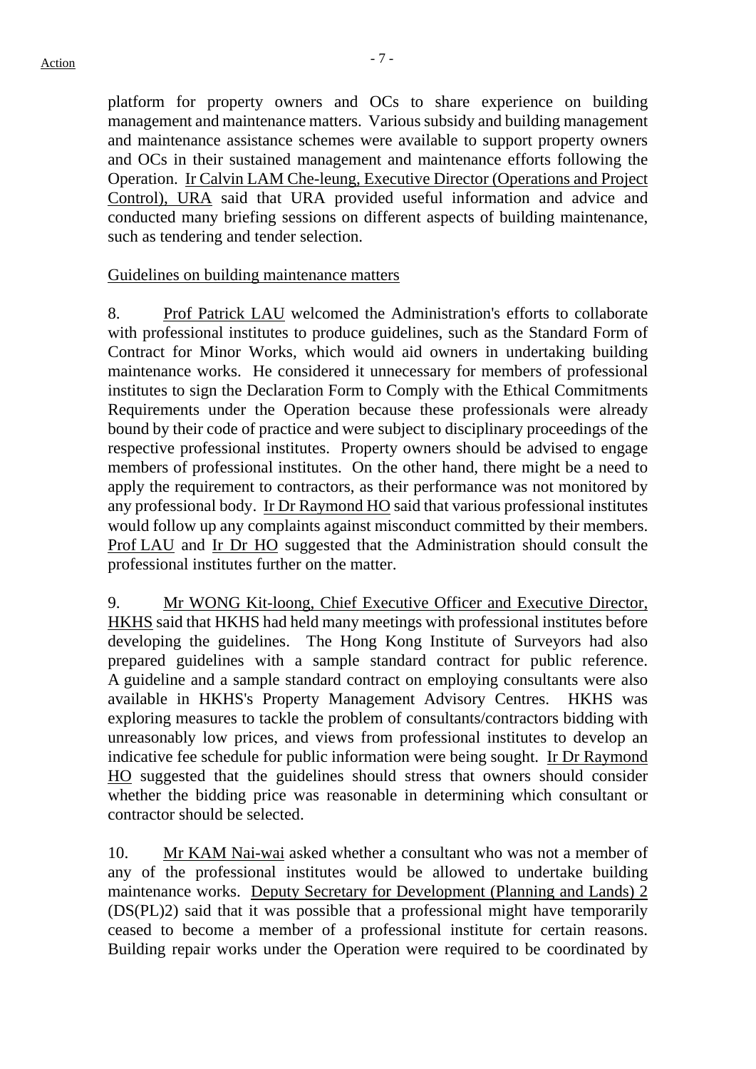platform for property owners and OCs to share experience on building management and maintenance matters. Various subsidy and building management and maintenance assistance schemes were available to support property owners and OCs in their sustained management and maintenance efforts following the Operation. Ir Calvin LAM Che-leung, Executive Director (Operations and Project Control), URA said that URA provided useful information and advice and conducted many briefing sessions on different aspects of building maintenance, such as tendering and tender selection.

Guidelines on building maintenance matters

8. Prof Patrick LAU welcomed the Administration's efforts to collaborate with professional institutes to produce guidelines, such as the Standard Form of Contract for Minor Works, which would aid owners in undertaking building maintenance works. He considered it unnecessary for members of professional institutes to sign the Declaration Form to Comply with the Ethical Commitments Requirements under the Operation because these professionals were already bound by their code of practice and were subject to disciplinary proceedings of the respective professional institutes. Property owners should be advised to engage members of professional institutes. On the other hand, there might be a need to apply the requirement to contractors, as their performance was not monitored by any professional body. Ir Dr Raymond HO said that various professional institutes would follow up any complaints against misconduct committed by their members. Prof LAU and Ir Dr HO suggested that the Administration should consult the professional institutes further on the matter.

9. Mr WONG Kit-loong, Chief Executive Officer and Executive Director, HKHS said that HKHS had held many meetings with professional institutes before developing the guidelines. The Hong Kong Institute of Surveyors had also prepared guidelines with a sample standard contract for public reference. A guideline and a sample standard contract on employing consultants were also available in HKHS's Property Management Advisory Centres. HKHS was exploring measures to tackle the problem of consultants/contractors bidding with unreasonably low prices, and views from professional institutes to develop an indicative fee schedule for public information were being sought. Ir Dr Raymond HO suggested that the guidelines should stress that owners should consider whether the bidding price was reasonable in determining which consultant or contractor should be selected.

10. Mr KAM Nai-wai asked whether a consultant who was not a member of any of the professional institutes would be allowed to undertake building maintenance works. Deputy Secretary for Development (Planning and Lands) 2 (DS(PL)2) said that it was possible that a professional might have temporarily ceased to become a member of a professional institute for certain reasons. Building repair works under the Operation were required to be coordinated by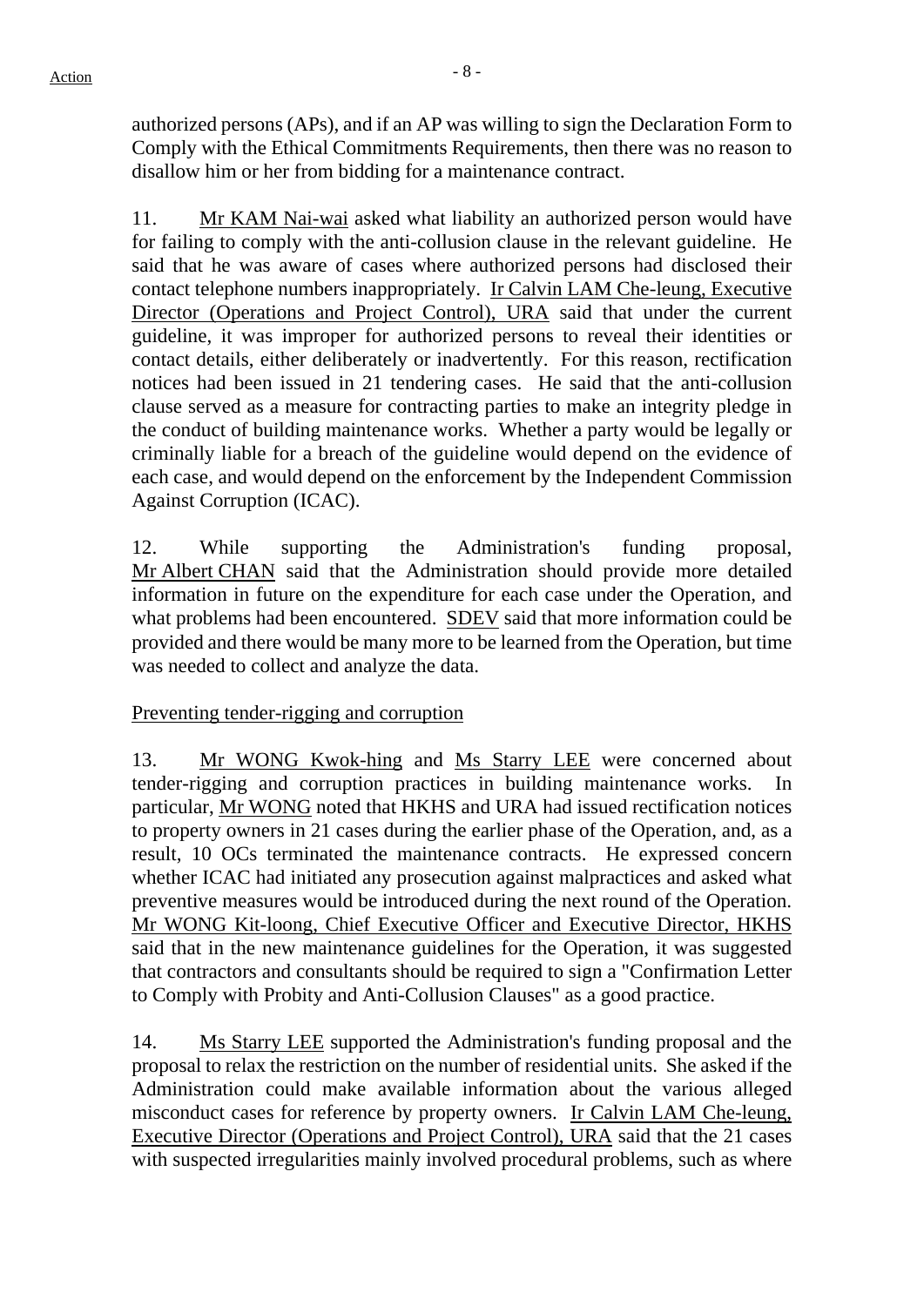authorized persons (APs), and if an AP was willing to sign the Declaration Form to Comply with the Ethical Commitments Requirements, then there was no reason to disallow him or her from bidding for a maintenance contract.

11. Mr KAM Nai-wai asked what liability an authorized person would have for failing to comply with the anti-collusion clause in the relevant guideline. He said that he was aware of cases where authorized persons had disclosed their contact telephone numbers inappropriately. Ir Calvin LAM Che-leung, Executive Director (Operations and Project Control), URA said that under the current guideline, it was improper for authorized persons to reveal their identities or contact details, either deliberately or inadvertently. For this reason, rectification notices had been issued in 21 tendering cases. He said that the anti-collusion clause served as a measure for contracting parties to make an integrity pledge in the conduct of building maintenance works. Whether a party would be legally or criminally liable for a breach of the guideline would depend on the evidence of each case, and would depend on the enforcement by the Independent Commission Against Corruption (ICAC).

12. While supporting the Administration's funding proposal, Mr Albert CHAN said that the Administration should provide more detailed information in future on the expenditure for each case under the Operation, and what problems had been encountered. SDEV said that more information could be provided and there would be many more to be learned from the Operation, but time was needed to collect and analyze the data.

Preventing tender-rigging and corruption

13. Mr WONG Kwok-hing and Ms Starry LEE were concerned about tender-rigging and corruption practices in building maintenance works. In particular, Mr WONG noted that HKHS and URA had issued rectification notices to property owners in 21 cases during the earlier phase of the Operation, and, as a result, 10 OCs terminated the maintenance contracts. He expressed concern whether ICAC had initiated any prosecution against malpractices and asked what preventive measures would be introduced during the next round of the Operation. Mr WONG Kit-loong, Chief Executive Officer and Executive Director, HKHS said that in the new maintenance guidelines for the Operation, it was suggested that contractors and consultants should be required to sign a "Confirmation Letter to Comply with Probity and Anti-Collusion Clauses" as a good practice.

14. Ms Starry LEE supported the Administration's funding proposal and the proposal to relax the restriction on the number of residential units. She asked if the Administration could make available information about the various alleged misconduct cases for reference by property owners. Ir Calvin LAM Che-leung, Executive Director (Operations and Project Control), URA said that the 21 cases with suspected irregularities mainly involved procedural problems, such as where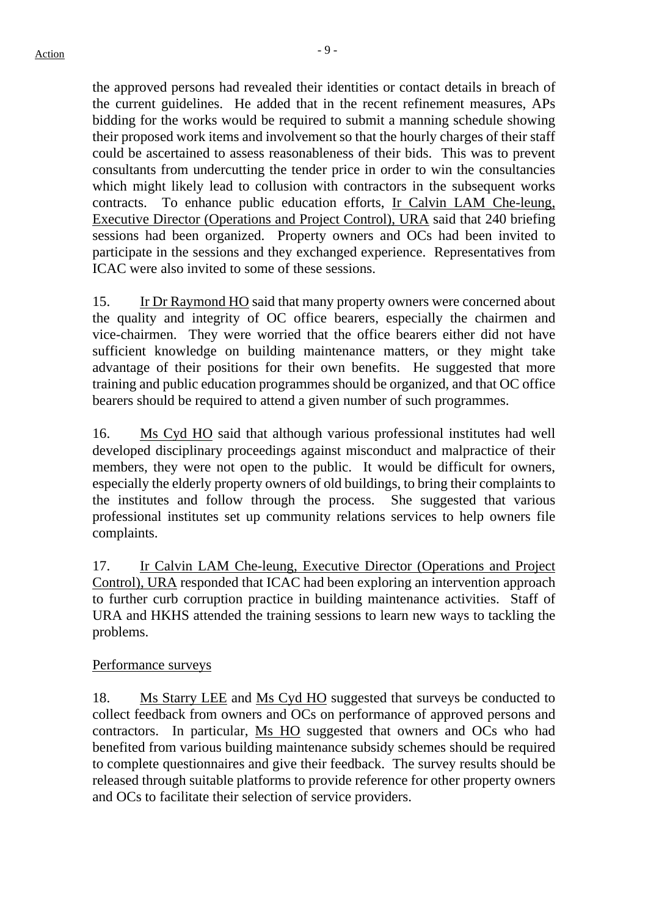the approved persons had revealed their identities or contact details in breach of the current guidelines. He added that in the recent refinement measures, APs bidding for the works would be required to submit a manning schedule showing their proposed work items and involvement so that the hourly charges of their staff could be ascertained to assess reasonableness of their bids. This was to prevent consultants from undercutting the tender price in order to win the consultancies which might likely lead to collusion with contractors in the subsequent works contracts. To enhance public education efforts, Ir Calvin LAM Che-leung, Executive Director (Operations and Project Control), URA said that 240 briefing sessions had been organized. Property owners and OCs had been invited to participate in the sessions and they exchanged experience. Representatives from ICAC were also invited to some of these sessions.

15. Ir Dr Raymond HO said that many property owners were concerned about the quality and integrity of OC office bearers, especially the chairmen and vice-chairmen. They were worried that the office bearers either did not have sufficient knowledge on building maintenance matters, or they might take advantage of their positions for their own benefits. He suggested that more training and public education programmes should be organized, and that OC office bearers should be required to attend a given number of such programmes.

16. Ms Cyd HO said that although various professional institutes had well developed disciplinary proceedings against misconduct and malpractice of their members, they were not open to the public. It would be difficult for owners, especially the elderly property owners of old buildings, to bring their complaints to the institutes and follow through the process. She suggested that various professional institutes set up community relations services to help owners file complaints.

17. Ir Calvin LAM Che-leung, Executive Director (Operations and Project Control), URA responded that ICAC had been exploring an intervention approach to further curb corruption practice in building maintenance activities. Staff of URA and HKHS attended the training sessions to learn new ways to tackling the problems.

Performance surveys

18. Ms Starry LEE and Ms Cyd HO suggested that surveys be conducted to collect feedback from owners and OCs on performance of approved persons and contractors. In particular, Ms HO suggested that owners and OCs who had benefited from various building maintenance subsidy schemes should be required to complete questionnaires and give their feedback. The survey results should be released through suitable platforms to provide reference for other property owners and OCs to facilitate their selection of service providers.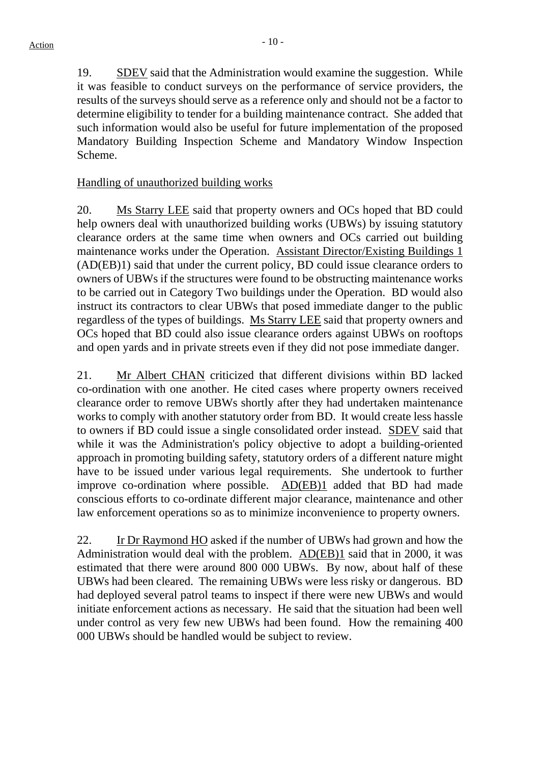19. SDEV said that the Administration would examine the suggestion. While it was feasible to conduct surveys on the performance of service providers, the results of the surveys should serve as a reference only and should not be a factor to determine eligibility to tender for a building maintenance contract. She added that such information would also be useful for future implementation of the proposed Mandatory Building Inspection Scheme and Mandatory Window Inspection Scheme.

Handling of unauthorized building works

20. Ms Starry LEE said that property owners and OCs hoped that BD could help owners deal with unauthorized building works (UBWs) by issuing statutory clearance orders at the same time when owners and OCs carried out building maintenance works under the Operation. Assistant Director/Existing Buildings 1 (AD(EB)1) said that under the current policy, BD could issue clearance orders to owners of UBWs if the structures were found to be obstructing maintenance works to be carried out in Category Two buildings under the Operation. BD would also instruct its contractors to clear UBWs that posed immediate danger to the public regardless of the types of buildings. Ms Starry LEE said that property owners and OCs hoped that BD could also issue clearance orders against UBWs on rooftops and open yards and in private streets even if they did not pose immediate danger.

21. Mr Albert CHAN criticized that different divisions within BD lacked co-ordination with one another. He cited cases where property owners received clearance order to remove UBWs shortly after they had undertaken maintenance works to comply with another statutory order from BD. It would create less hassle to owners if BD could issue a single consolidated order instead. SDEV said that while it was the Administration's policy objective to adopt a building-oriented approach in promoting building safety, statutory orders of a different nature might have to be issued under various legal requirements. She undertook to further improve co-ordination where possible. AD(EB)1 added that BD had made conscious efforts to co-ordinate different major clearance, maintenance and other law enforcement operations so as to minimize inconvenience to property owners.

22. Ir Dr Raymond HO asked if the number of UBWs had grown and how the Administration would deal with the problem. AD(EB)1 said that in 2000, it was estimated that there were around 800 000 UBWs. By now, about half of these UBWs had been cleared. The remaining UBWs were less risky or dangerous. BD had deployed several patrol teams to inspect if there were new UBWs and would initiate enforcement actions as necessary. He said that the situation had been well under control as very few new UBWs had been found. How the remaining 400 000 UBWs should be handled would be subject to review.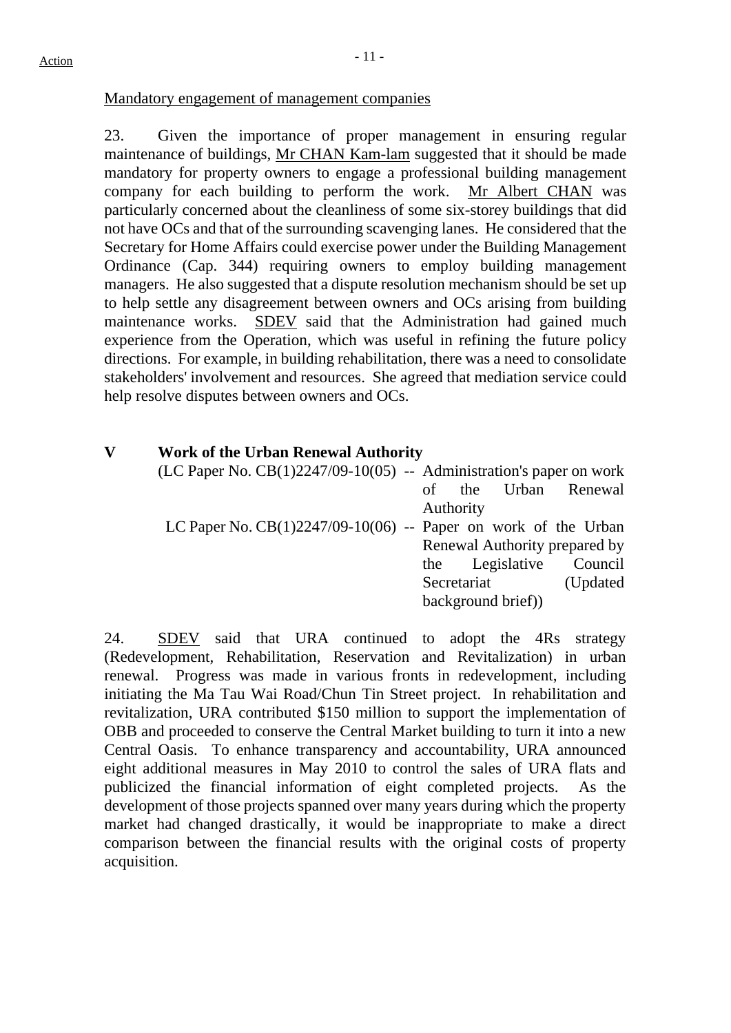Mandatory engagement of management companies

23. Given the importance of proper management in ensuring regular maintenance of buildings, Mr CHAN Kam-lam suggested that it should be made mandatory for property owners to engage a professional building management company for each building to perform the work. Mr Albert CHAN was particularly concerned about the cleanliness of some six-storey buildings that did not have OCs and that of the surrounding scavenging lanes. He considered that the Secretary for Home Affairs could exercise power under the Building Management Ordinance (Cap. 344) requiring owners to employ building management managers. He also suggested that a dispute resolution mechanism should be set up to help settle any disagreement between owners and OCs arising from building maintenance works. SDEV said that the Administration had gained much experience from the Operation, which was useful in refining the future policy directions. For example, in building rehabilitation, there was a need to consolidate stakeholders' involvement and resources. She agreed that mediation service could help resolve disputes between owners and OCs.

## V Work of the Urban Renewal Authority

(LC Paper No. CB(1)2247/09-10(05) -- Administration's paper on work of the Urban Renewal Authority

LC Paper No. CB(1)2247/09-10(06) -- Paper on work of the Urban Renewal Authority prepared by the Legislative Council Secretariat (Updated background brief))

24. SDEV said that URA continued to adopt the 4Rs strategy (Redevelopment, Rehabilitation, Reservation and Revitalization) in urban renewal. Progress was made in various fronts in redevelopment, including initiating the Ma Tau Wai Road/Chun Tin Street project. In rehabilitation and revitalization, URA contributed $150 million to support the implementation of OBB and proceeded to conserve the Central Market building to turn it into a new Central Oasis. To enhance transparency and accountability, URA announced eight additional measures in May 2010 to control the sales of URA flats and publicized the financial information of eight completed projects. As the development of those projects spanned over many years during which the property market had changed drastically, it would be inappropriate to make a direct comparison between the financial results with the original costs of property acquisition.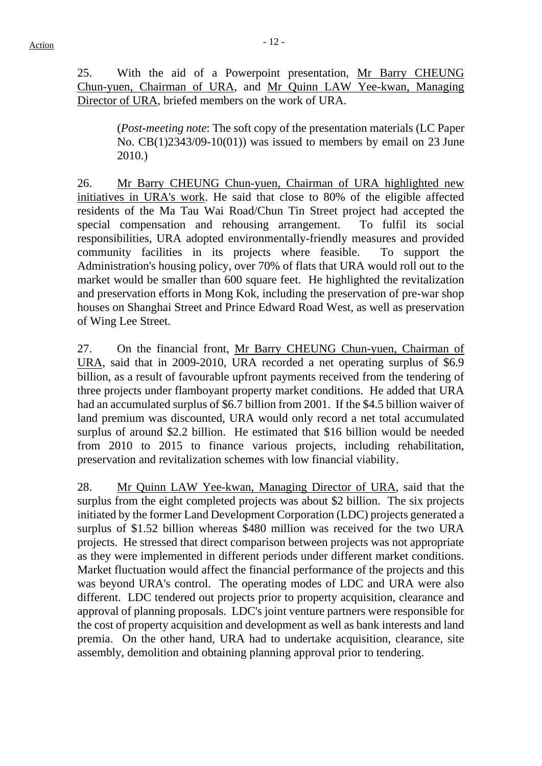25. With the aid of a Powerpoint presentation, Mr Barry CHEUNG Chun-yuen, Chairman of URA, and Mr Quinn LAW Yee-kwan, Managing Director of URA, briefed members on the work of URA.

> (*Post-meeting note*: The soft copy of the presentation materials (LC Paper No. CB(1)2343/09-10(01)) was issued to members by email on 23 June 2010.)

26. Mr Barry CHEUNG Chun-yuen, Chairman of URA highlighted new initiatives in URA's work. He said that close to 80% of the eligible affected residents of the Ma Tau Wai Road/Chun Tin Street project had accepted the special compensation and rehousing arrangement. To fulfil its social responsibilities, URA adopted environmentally-friendly measures and provided community facilities in its projects where feasible. To support the Administration's housing policy, over 70% of flats that URA would roll out to the market would be smaller than 600 square feet. He highlighted the revitalization and preservation efforts in Mong Kok, including the preservation of pre-war shop houses on Shanghai Street and Prince Edward Road West, as well as preservation of Wing Lee Street.

27. On the financial front, Mr Barry CHEUNG Chun-yuen, Chairman of URA, said that in 2009-2010, URA recorded a net operating surplus of $6.9 billion, as a result of favourable upfront payments received from the tendering of three projects under flamboyant property market conditions. He added that URA had an accumulated surplus of $6.7 billion from 2001. If the $4.5 billion waiver of land premium was discounted, URA would only record a net total accumulated surplus of around $2.2 billion. He estimated that $16 billion would be needed from 2010 to 2015 to finance various projects, including rehabilitation, preservation and revitalization schemes with low financial viability.

28. Mr Quinn LAW Yee-kwan, Managing Director of URA, said that the surplus from the eight completed projects was about $2 billion. The six projects initiated by the former Land Development Corporation (LDC) projects generated a surplus of $1.52 billion whereas $480 million was received for the two URA projects. He stressed that direct comparison between projects was not appropriate as they were implemented in different periods under different market conditions. Market fluctuation would affect the financial performance of the projects and this was beyond URA's control. The operating modes of LDC and URA were also different. LDC tendered out projects prior to property acquisition, clearance and approval of planning proposals. LDC's joint venture partners were responsible for the cost of property acquisition and development as well as bank interests and land premia. On the other hand, URA had to undertake acquisition, clearance, site assembly, demolition and obtaining planning approval prior to tendering.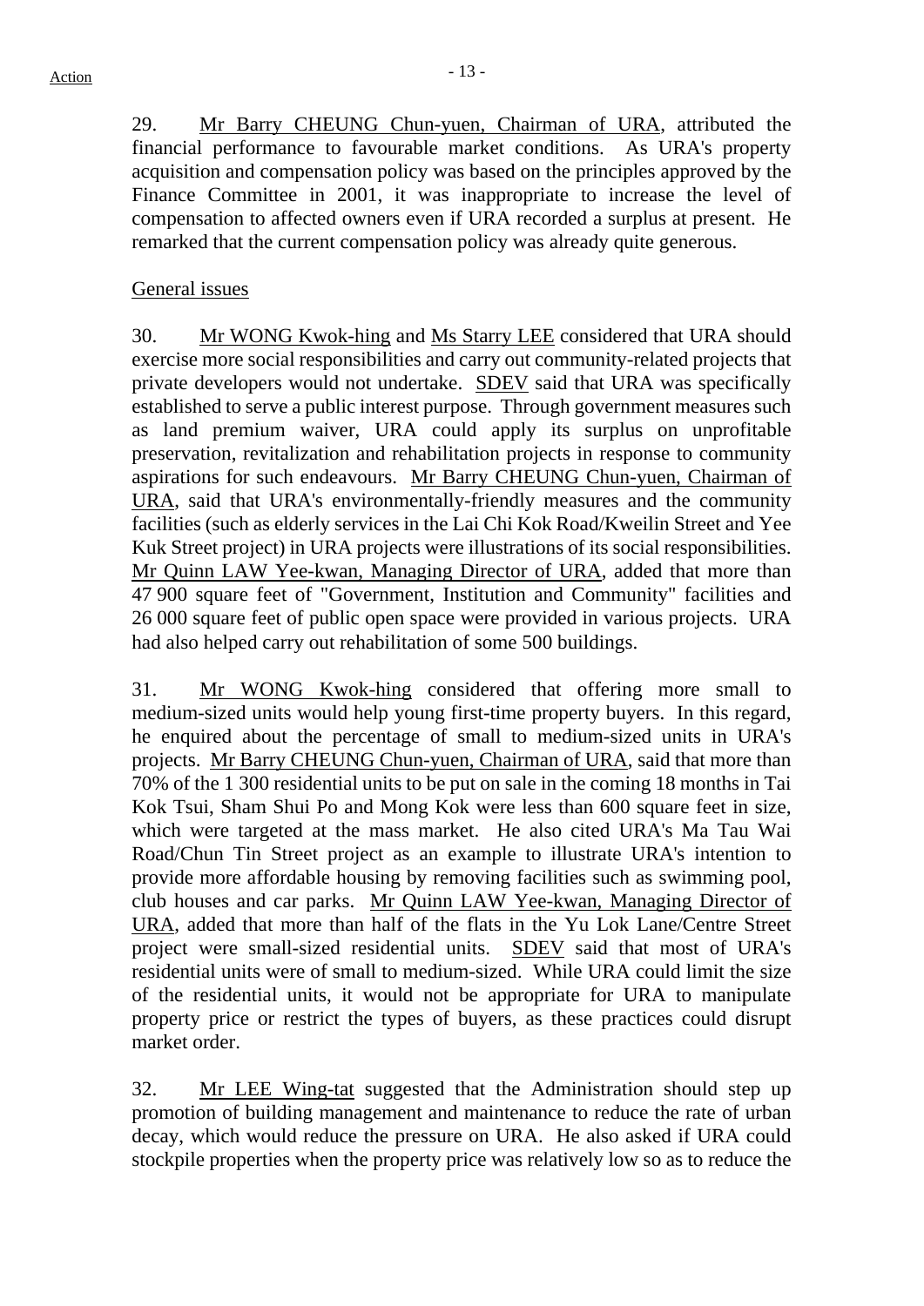29. Mr Barry CHEUNG Chun-yuen, Chairman of URA, attributed the financial performance to favourable market conditions. As URA's property acquisition and compensation policy was based on the principles approved by the Finance Committee in 2001, it was inappropriate to increase the level of compensation to affected owners even if URA recorded a surplus at present. He remarked that the current compensation policy was already quite generous.

General issues

30. Mr WONG Kwok-hing and Ms Starry LEE considered that URA should exercise more social responsibilities and carry out community-related projects that private developers would not undertake. SDEV said that URA was specifically established to serve a public interest purpose. Through government measures such as land premium waiver, URA could apply its surplus on unprofitable preservation, revitalization and rehabilitation projects in response to community aspirations for such endeavours. Mr Barry CHEUNG Chun-yuen, Chairman of URA, said that URA's environmentally-friendly measures and the community facilities (such as elderly services in the Lai Chi Kok Road/Kweilin Street and Yee Kuk Street project) in URA projects were illustrations of its social responsibilities. Mr Quinn LAW Yee-kwan, Managing Director of URA, added that more than 47 900 square feet of "Government, Institution and Community" facilities and 26 000 square feet of public open space were provided in various projects. URA had also helped carry out rehabilitation of some 500 buildings.

31. Mr WONG Kwok-hing considered that offering more small to medium-sized units would help young first-time property buyers. In this regard, he enquired about the percentage of small to medium-sized units in URA's projects. Mr Barry CHEUNG Chun-yuen, Chairman of URA, said that more than 70% of the 1 300 residential units to be put on sale in the coming 18 months in Tai Kok Tsui, Sham Shui Po and Mong Kok were less than 600 square feet in size, which were targeted at the mass market. He also cited URA's Ma Tau Wai Road/Chun Tin Street project as an example to illustrate URA's intention to provide more affordable housing by removing facilities such as swimming pool, club houses and car parks. Mr Quinn LAW Yee-kwan, Managing Director of URA, added that more than half of the flats in the Yu Lok Lane/Centre Street project were small-sized residential units. SDEV said that most of URA's residential units were of small to medium-sized. While URA could limit the size of the residential units, it would not be appropriate for URA to manipulate property price or restrict the types of buyers, as these practices could disrupt market order.

32. Mr LEE Wing-tat suggested that the Administration should step up promotion of building management and maintenance to reduce the rate of urban decay, which would reduce the pressure on URA. He also asked if URA could stockpile properties when the property price was relatively low so as to reduce the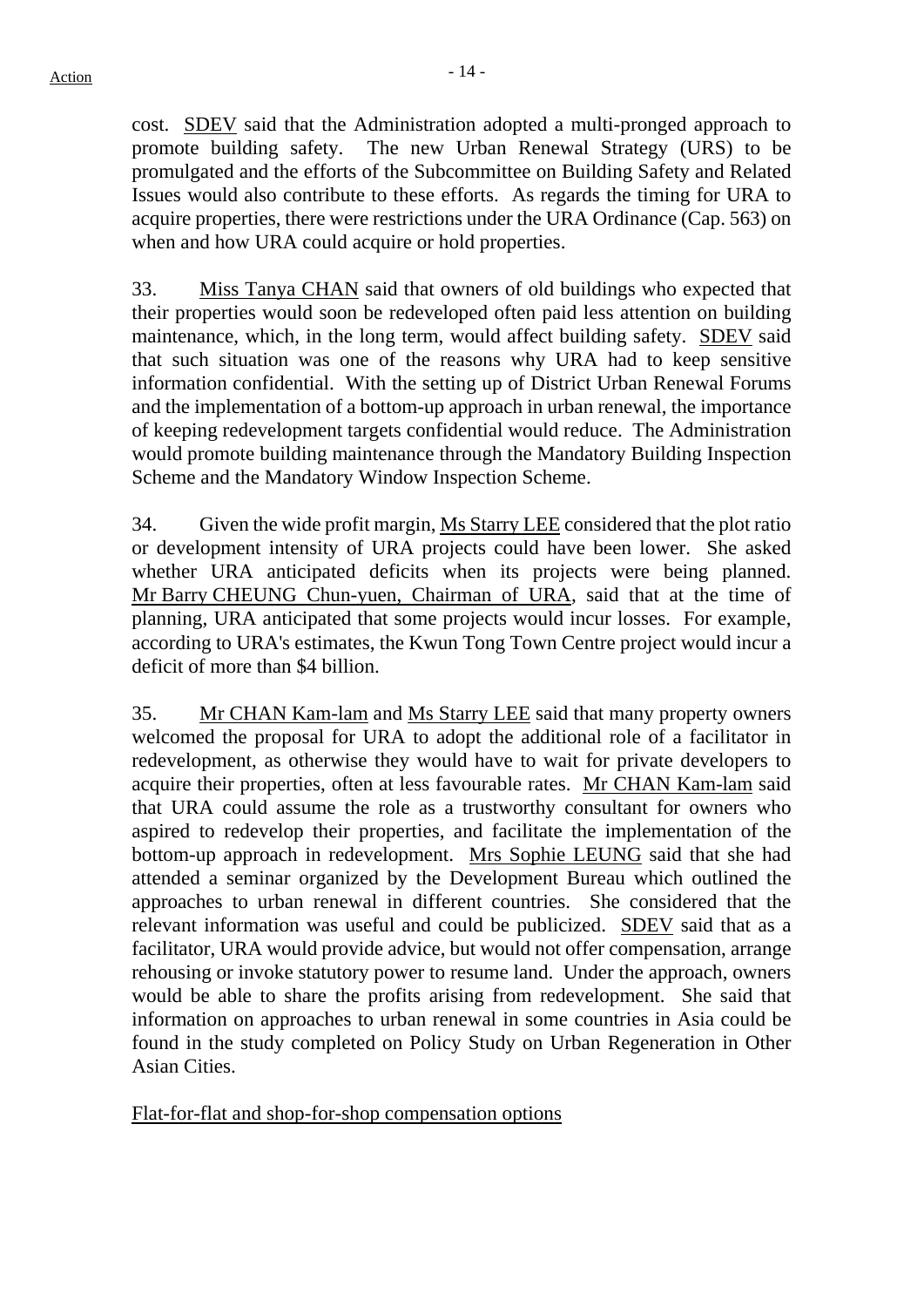cost. SDEV said that the Administration adopted a multi-pronged approach to promote building safety. The new Urban Renewal Strategy (URS) to be promulgated and the efforts of the Subcommittee on Building Safety and Related Issues would also contribute to these efforts. As regards the timing for URA to acquire properties, there were restrictions under the URA Ordinance (Cap. 563) on when and how URA could acquire or hold properties.

33. Miss Tanya CHAN said that owners of old buildings who expected that their properties would soon be redeveloped often paid less attention on building maintenance, which, in the long term, would affect building safety. SDEV said that such situation was one of the reasons why URA had to keep sensitive information confidential. With the setting up of District Urban Renewal Forums and the implementation of a bottom-up approach in urban renewal, the importance of keeping redevelopment targets confidential would reduce. The Administration would promote building maintenance through the Mandatory Building Inspection Scheme and the Mandatory Window Inspection Scheme.

34. Given the wide profit margin, Ms Starry LEE considered that the plot ratio or development intensity of URA projects could have been lower. She asked whether URA anticipated deficits when its projects were being planned. Mr Barry CHEUNG Chun-yuen, Chairman of URA, said that at the time of planning, URA anticipated that some projects would incur losses. For example, according to URA's estimates, the Kwun Tong Town Centre project would incur a deficit of more than $4 billion.

35. Mr CHAN Kam-lam and Ms Starry LEE said that many property owners welcomed the proposal for URA to adopt the additional role of a facilitator in redevelopment, as otherwise they would have to wait for private developers to acquire their properties, often at less favourable rates. Mr CHAN Kam-lam said that URA could assume the role as a trustworthy consultant for owners who aspired to redevelop their properties, and facilitate the implementation of the bottom-up approach in redevelopment. Mrs Sophie LEUNG said that she had attended a seminar organized by the Development Bureau which outlined the approaches to urban renewal in different countries. She considered that the relevant information was useful and could be publicized. SDEV said that as a facilitator, URA would provide advice, but would not offer compensation, arrange rehousing or invoke statutory power to resume land. Under the approach, owners would be able to share the profits arising from redevelopment. She said that information on approaches to urban renewal in some countries in Asia could be found in the study completed on Policy Study on Urban Regeneration in Other Asian Cities.

Flat-for-flat and shop-for-shop compensation options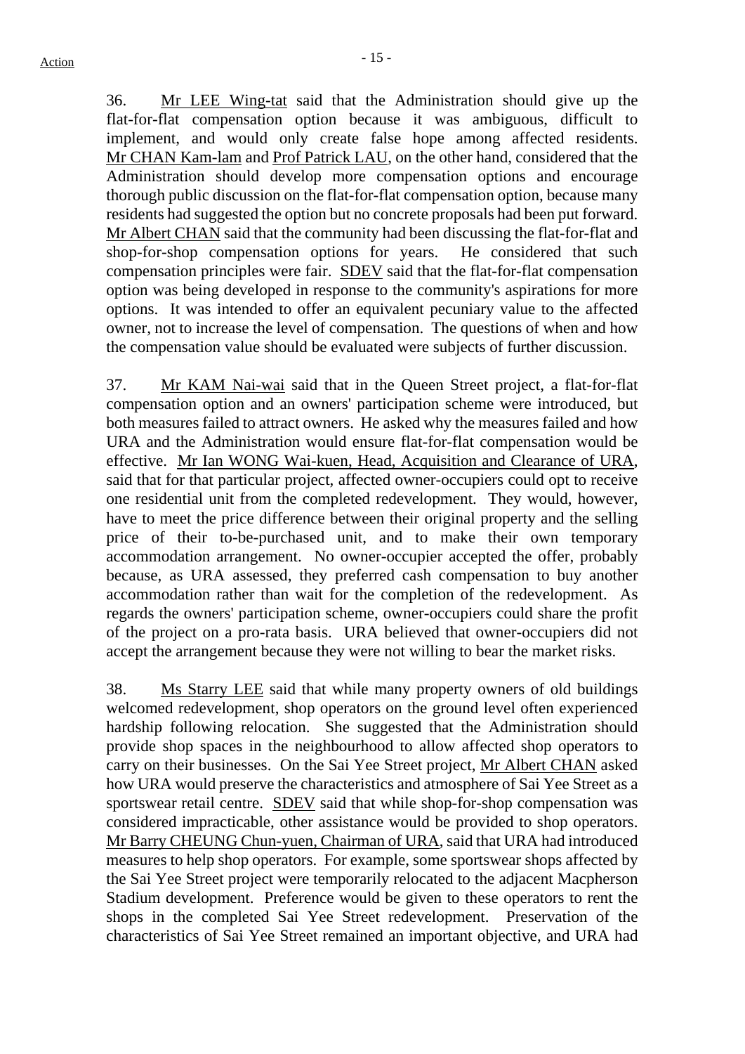36. Mr LEE Wing-tat said that the Administration should give up the flat-for-flat compensation option because it was ambiguous, difficult to implement, and would only create false hope among affected residents. Mr CHAN Kam-lam and Prof Patrick LAU, on the other hand, considered that the Administration should develop more compensation options and encourage thorough public discussion on the flat-for-flat compensation option, because many residents had suggested the option but no concrete proposals had been put forward. Mr Albert CHAN said that the community had been discussing the flat-for-flat and shop-for-shop compensation options for years. He considered that such compensation principles were fair. SDEV said that the flat-for-flat compensation option was being developed in response to the community's aspirations for more options. It was intended to offer an equivalent pecuniary value to the affected owner, not to increase the level of compensation. The questions of when and how the compensation value should be evaluated were subjects of further discussion.

37. Mr KAM Nai-wai said that in the Queen Street project, a flat-for-flat compensation option and an owners' participation scheme were introduced, but both measures failed to attract owners. He asked why the measures failed and how URA and the Administration would ensure flat-for-flat compensation would be effective. Mr Ian WONG Wai-kuen, Head, Acquisition and Clearance of URA, said that for that particular project, affected owner-occupiers could opt to receive one residential unit from the completed redevelopment. They would, however, have to meet the price difference between their original property and the selling price of their to-be-purchased unit, and to make their own temporary accommodation arrangement. No owner-occupier accepted the offer, probably because, as URA assessed, they preferred cash compensation to buy another accommodation rather than wait for the completion of the redevelopment. As regards the owners' participation scheme, owner-occupiers could share the profit of the project on a pro-rata basis. URA believed that owner-occupiers did not accept the arrangement because they were not willing to bear the market risks.

38. Ms Starry LEE said that while many property owners of old buildings welcomed redevelopment, shop operators on the ground level often experienced hardship following relocation. She suggested that the Administration should provide shop spaces in the neighbourhood to allow affected shop operators to carry on their businesses. On the Sai Yee Street project, Mr Albert CHAN asked how URA would preserve the characteristics and atmosphere of Sai Yee Street as a sportswear retail centre. SDEV said that while shop-for-shop compensation was considered impracticable, other assistance would be provided to shop operators. Mr Barry CHEUNG Chun-yuen, Chairman of URA, said that URA had introduced measures to help shop operators. For example, some sportswear shops affected by the Sai Yee Street project were temporarily relocated to the adjacent Macpherson Stadium development. Preference would be given to these operators to rent the shops in the completed Sai Yee Street redevelopment. Preservation of the characteristics of Sai Yee Street remained an important objective, and URA had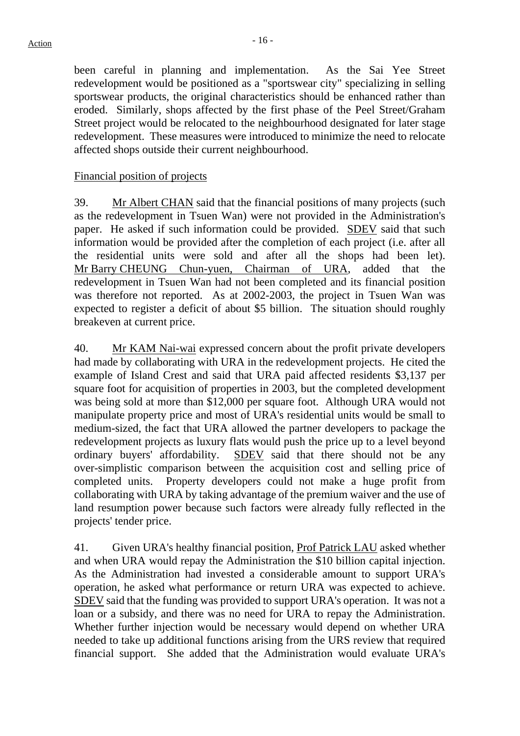been careful in planning and implementation. As the Sai Yee Street redevelopment would be positioned as a "sportswear city" specializing in selling sportswear products, the original characteristics should be enhanced rather than eroded. Similarly, shops affected by the first phase of the Peel Street/Graham Street project would be relocated to the neighbourhood designated for later stage redevelopment. These measures were introduced to minimize the need to relocate affected shops outside their current neighbourhood.

Financial position of projects

39. Mr Albert CHAN said that the financial positions of many projects (such as the redevelopment in Tsuen Wan) were not provided in the Administration's paper. He asked if such information could be provided. SDEV said that such information would be provided after the completion of each project (i.e. after all the residential units were sold and after all the shops had been let). Mr Barry CHEUNG Chun-yuen, Chairman of URA, added that the redevelopment in Tsuen Wan had not been completed and its financial position was therefore not reported. As at 2002-2003, the project in Tsuen Wan was expected to register a deficit of about $5 billion. The situation should roughly breakeven at current price.

40. Mr KAM Nai-wai expressed concern about the profit private developers had made by collaborating with URA in the redevelopment projects. He cited the example of Island Crest and said that URA paid affected residents $3,137 per square foot for acquisition of properties in 2003, but the completed development was being sold at more than $12,000 per square foot. Although URA would not manipulate property price and most of URA's residential units would be small to medium-sized, the fact that URA allowed the partner developers to package the redevelopment projects as luxury flats would push the price up to a level beyond ordinary buyers' affordability. SDEV said that there should not be any over-simplistic comparison between the acquisition cost and selling price of completed units. Property developers could not make a huge profit from collaborating with URA by taking advantage of the premium waiver and the use of land resumption power because such factors were already fully reflected in the projects' tender price.

41. Given URA's healthy financial position, Prof Patrick LAU asked whether and when URA would repay the Administration the $10 billion capital injection. As the Administration had invested a considerable amount to support URA's operation, he asked what performance or return URA was expected to achieve. SDEV said that the funding was provided to support URA's operation. It was not a loan or a subsidy, and there was no need for URA to repay the Administration. Whether further injection would be necessary would depend on whether URA needed to take up additional functions arising from the URS review that required financial support. She added that the Administration would evaluate URA's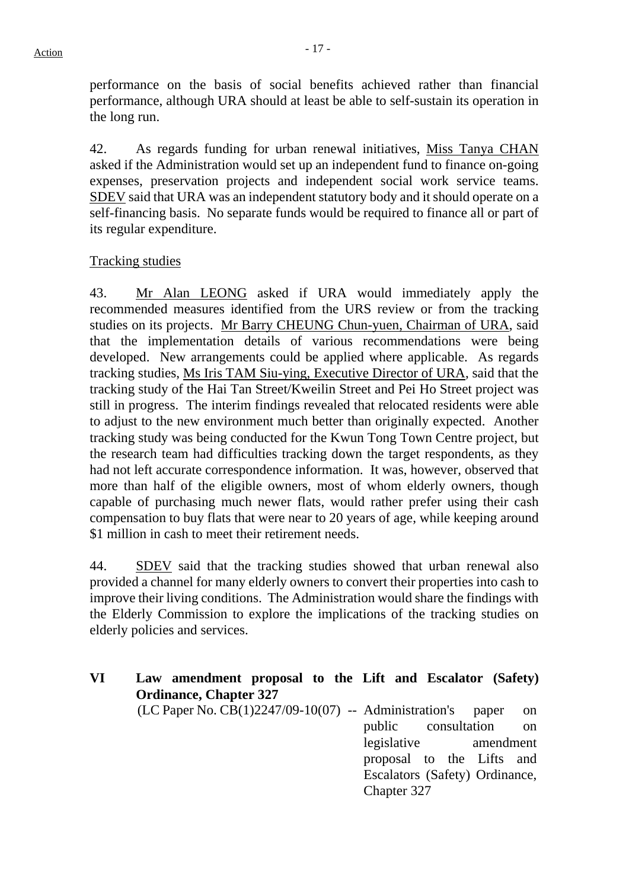performance on the basis of social benefits achieved rather than financial performance, although URA should at least be able to self-sustain its operation in the long run.

42. As regards funding for urban renewal initiatives, Miss Tanya CHAN asked if the Administration would set up an independent fund to finance on-going expenses, preservation projects and independent social work service teams. SDEV said that URA was an independent statutory body and it should operate on a self-financing basis. No separate funds would be required to finance all or part of its regular expenditure.

Tracking studies

43. Mr Alan LEONG asked if URA would immediately apply the recommended measures identified from the URS review or from the tracking studies on its projects. Mr Barry CHEUNG Chun-yuen, Chairman of URA, said that the implementation details of various recommendations were being developed. New arrangements could be applied where applicable. As regards tracking studies, Ms Iris TAM Siu-ying, Executive Director of URA, said that the tracking study of the Hai Tan Street/Kweilin Street and Pei Ho Street project was still in progress. The interim findings revealed that relocated residents were able to adjust to the new environment much better than originally expected. Another tracking study was being conducted for the Kwun Tong Town Centre project, but the research team had difficulties tracking down the target respondents, as they had not left accurate correspondence information. It was, however, observed that more than half of the eligible owners, most of whom elderly owners, though capable of purchasing much newer flats, would rather prefer using their cash compensation to buy flats that were near to 20 years of age, while keeping around $1 million in cash to meet their retirement needs.

44. SDEV said that the tracking studies showed that urban renewal also provided a channel for many elderly owners to convert their properties into cash to improve their living conditions. The Administration would share the findings with the Elderly Commission to explore the implications of the tracking studies on elderly policies and services.

## VI Law amendment proposal to the Lift and Escalator (Safety) Ordinance, Chapter 327

(LC Paper No. CB(1)2247/09-10(07) -- Administration's paper on public consultation on legislative amendment proposal to the Lifts and Escalators (Safety) Ordinance, Chapter 327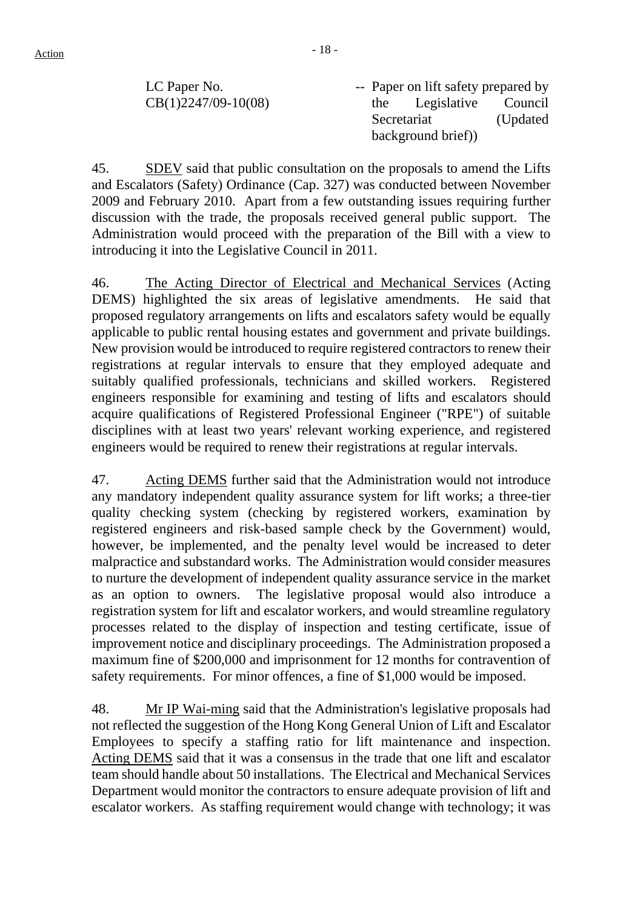LC Paper No. CB(1)2247/09-10(08) -- Paper on lift safety prepared by the Legislative Council Secretariat (Updated background brief))

45. SDEV said that public consultation on the proposals to amend the Lifts and Escalators (Safety) Ordinance (Cap. 327) was conducted between November 2009 and February 2010. Apart from a few outstanding issues requiring further discussion with the trade, the proposals received general public support. The Administration would proceed with the preparation of the Bill with a view to introducing it into the Legislative Council in 2011.

46. The Acting Director of Electrical and Mechanical Services (Acting DEMS) highlighted the six areas of legislative amendments. He said that proposed regulatory arrangements on lifts and escalators safety would be equally applicable to public rental housing estates and government and private buildings. New provision would be introduced to require registered contractors to renew their registrations at regular intervals to ensure that they employed adequate and suitably qualified professionals, technicians and skilled workers. Registered engineers responsible for examining and testing of lifts and escalators should acquire qualifications of Registered Professional Engineer ("RPE") of suitable disciplines with at least two years' relevant working experience, and registered engineers would be required to renew their registrations at regular intervals.

47. Acting DEMS further said that the Administration would not introduce any mandatory independent quality assurance system for lift works; a three-tier quality checking system (checking by registered workers, examination by registered engineers and risk-based sample check by the Government) would, however, be implemented, and the penalty level would be increased to deter malpractice and substandard works. The Administration would consider measures to nurture the development of independent quality assurance service in the market as an option to owners. The legislative proposal would also introduce a registration system for lift and escalator workers, and would streamline regulatory processes related to the display of inspection and testing certificate, issue of improvement notice and disciplinary proceedings. The Administration proposed a maximum fine of $200,000 and imprisonment for 12 months for contravention of safety requirements. For minor offences, a fine of $1,000 would be imposed.

48. Mr IP Wai-ming said that the Administration's legislative proposals had not reflected the suggestion of the Hong Kong General Union of Lift and Escalator Employees to specify a staffing ratio for lift maintenance and inspection. Acting DEMS said that it was a consensus in the trade that one lift and escalator team should handle about 50 installations. The Electrical and Mechanical Services Department would monitor the contractors to ensure adequate provision of lift and escalator workers. As staffing requirement would change with technology; it was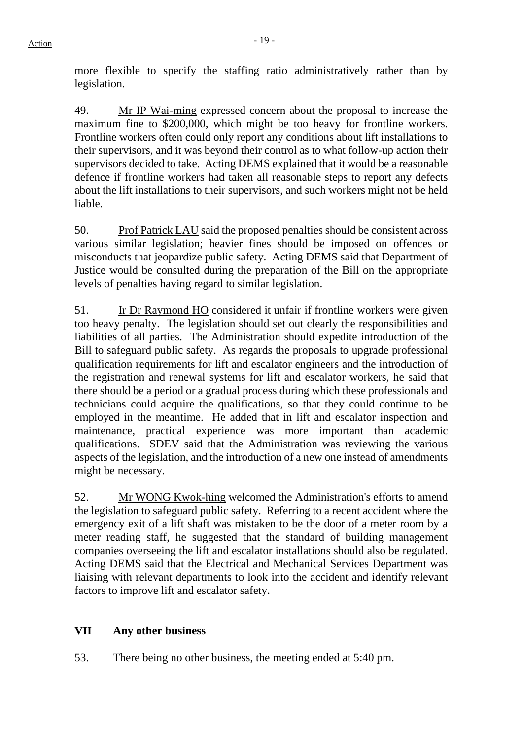more flexible to specify the staffing ratio administratively rather than by legislation.

49. Mr IP Wai-ming expressed concern about the proposal to increase the maximum fine to $200,000, which might be too heavy for frontline workers. Frontline workers often could only report any conditions about lift installations to their supervisors, and it was beyond their control as to what follow-up action their supervisors decided to take. Acting DEMS explained that it would be a reasonable defence if frontline workers had taken all reasonable steps to report any defects about the lift installations to their supervisors, and such workers might not be held liable.

50. Prof Patrick LAU said the proposed penalties should be consistent across various similar legislation; heavier fines should be imposed on offences or misconducts that jeopardize public safety. Acting DEMS said that Department of Justice would be consulted during the preparation of the Bill on the appropriate levels of penalties having regard to similar legislation.

51. Ir Dr Raymond HO considered it unfair if frontline workers were given too heavy penalty. The legislation should set out clearly the responsibilities and liabilities of all parties. The Administration should expedite introduction of the Bill to safeguard public safety. As regards the proposals to upgrade professional qualification requirements for lift and escalator engineers and the introduction of the registration and renewal systems for lift and escalator workers, he said that there should be a period or a gradual process during which these professionals and technicians could acquire the qualifications, so that they could continue to be employed in the meantime. He added that in lift and escalator inspection and maintenance, practical experience was more important than academic qualifications. SDEV said that the Administration was reviewing the various aspects of the legislation, and the introduction of a new one instead of amendments might be necessary.

52. Mr WONG Kwok-hing welcomed the Administration's efforts to amend the legislation to safeguard public safety. Referring to a recent accident where the emergency exit of a lift shaft was mistaken to be the door of a meter room by a meter reading staff, he suggested that the standard of building management companies overseeing the lift and escalator installations should also be regulated. Acting DEMS said that the Electrical and Mechanical Services Department was liaising with relevant departments to look into the accident and identify relevant factors to improve lift and escalator safety.

## VII Any other business

53. There being no other business, the meeting ended at 5:40 pm.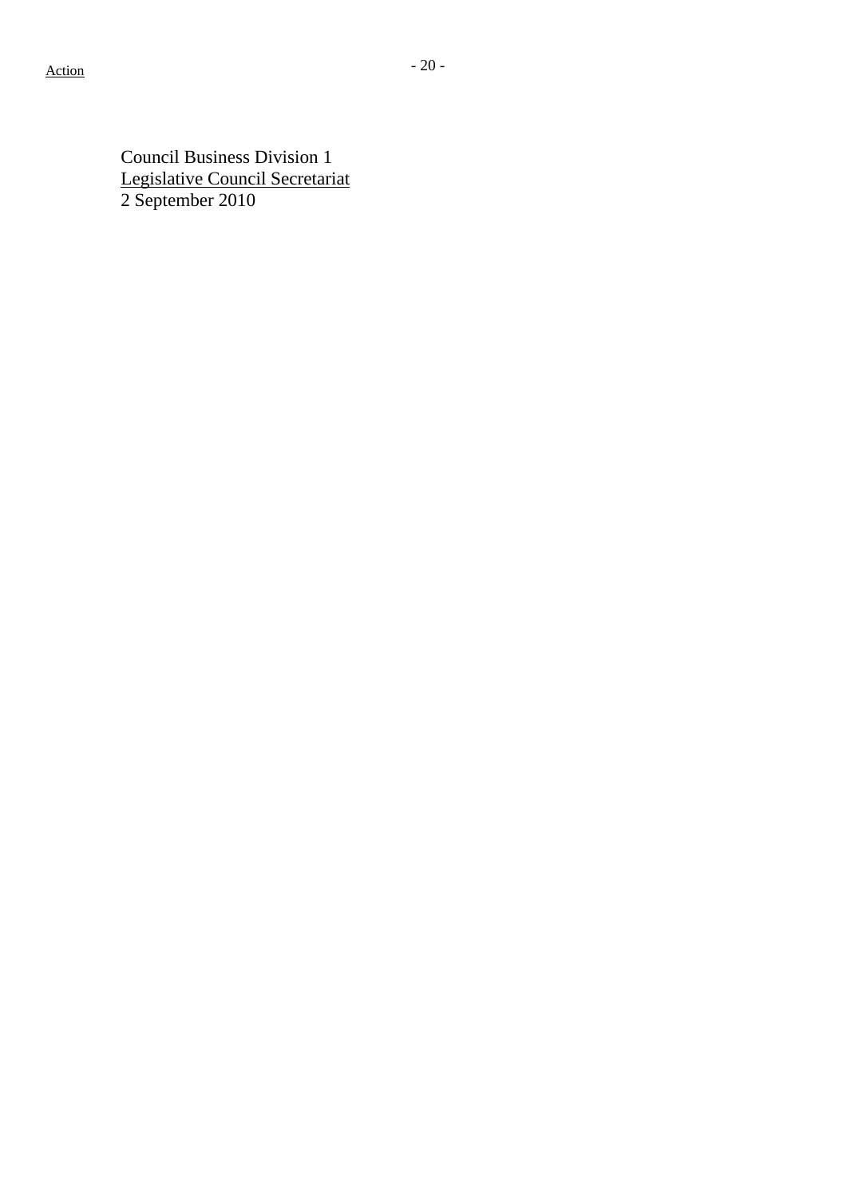Council Business Division 1
Legislative Council Secretariat
2 September 2010